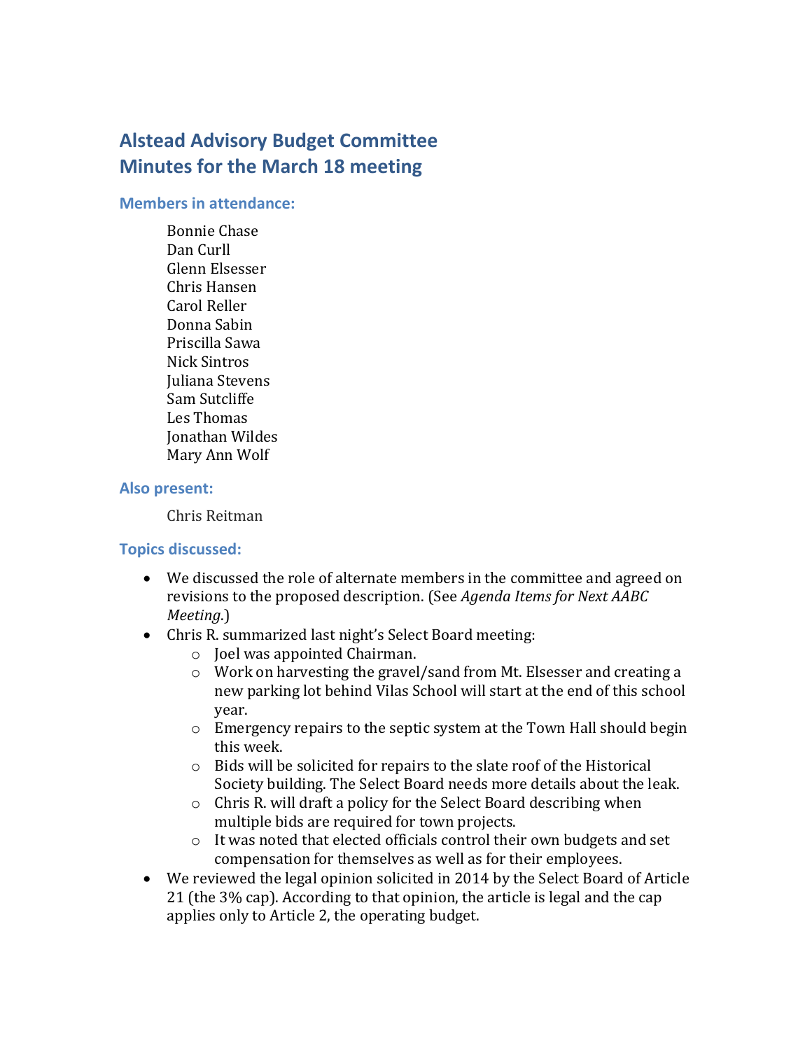# Alstead Advisory Budget Committee
# Minutes for the March 18 meeting

### Members in attendance:

Bonnie Chase
Dan Curll
Glenn Elsesser
Chris Hansen
Carol Reller
Donna Sabin
Priscilla Sawa
Nick Sintros
Juliana Stevens
Sam Sutcliffe
Les Thomas
Jonathan Wildes
Mary Ann Wolf

### Also present:

Chris Reitman

### Topics discussed:

- We discussed the role of alternate members in the committee and agreed on revisions to the proposed description. (See *Agenda Items for Next AABC Meeting*.)
- Chris R. summarized last night's Select Board meeting:
    - Joel was appointed Chairman.
    - Work on harvesting the gravel/sand from Mt. Elsesser and creating a new parking lot behind Vilas School will start at the end of this school year.
    - Emergency repairs to the septic system at the Town Hall should begin this week.
    - Bids will be solicited for repairs to the slate roof of the Historical Society building. The Select Board needs more details about the leak.
    - Chris R. will draft a policy for the Select Board describing when multiple bids are required for town projects.
    - It was noted that elected officials control their own budgets and set compensation for themselves as well as for their employees.
- We reviewed the legal opinion solicited in 2014 by the Select Board of Article 21 (the 3% cap). According to that opinion, the article is legal and the cap applies only to Article 2, the operating budget.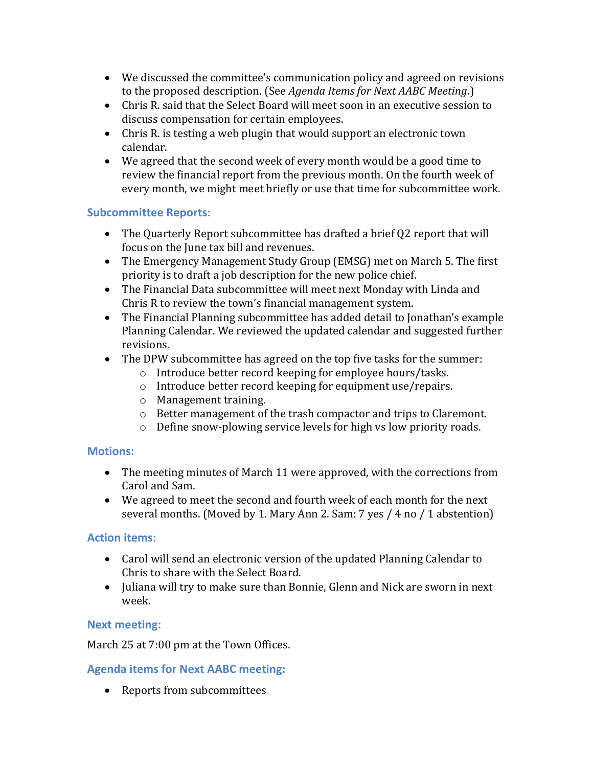- We discussed the committee's communication policy and agreed on revisions to the proposed description. (See *Agenda Items for Next AABC Meeting*.)
- Chris R. said that the Select Board will meet soon in an executive session to discuss compensation for certain employees.
- Chris R. is testing a web plugin that would support an electronic town calendar.
- We agreed that the second week of every month would be a good time to review the financial report from the previous month. On the fourth week of every month, we might meet briefly or use that time for subcommittee work.

### Subcommittee Reports:

- The Quarterly Report subcommittee has drafted a brief Q2 report that will focus on the June tax bill and revenues.
- The Emergency Management Study Group (EMSG) met on March 5. The first priority is to draft a job description for the new police chief.
- The Financial Data subcommittee will meet next Monday with Linda and Chris R to review the town's financial management system.
- The Financial Planning subcommittee has added detail to Jonathan's example Planning Calendar. We reviewed the updated calendar and suggested further revisions.
- The DPW subcommittee has agreed on the top five tasks for the summer:
  - Introduce better record keeping for employee hours/tasks.
  - Introduce better record keeping for equipment use/repairs.
  - Management training.
  - Better management of the trash compactor and trips to Claremont.
  - Define snow-plowing service levels for high vs low priority roads.

### Motions:

- The meeting minutes of March 11 were approved, with the corrections from Carol and Sam.
- We agreed to meet the second and fourth week of each month for the next several months. (Moved by 1. Mary Ann 2. Sam: 7 yes / 4 no / 1 abstention)

### Action items:

- Carol will send an electronic version of the updated Planning Calendar to Chris to share with the Select Board.
- Juliana will try to make sure than Bonnie, Glenn and Nick are sworn in next week.

### Next meeting:

March 25 at 7:00 pm at the Town Offices.

### Agenda items for Next AABC meeting:

- Reports from subcommittees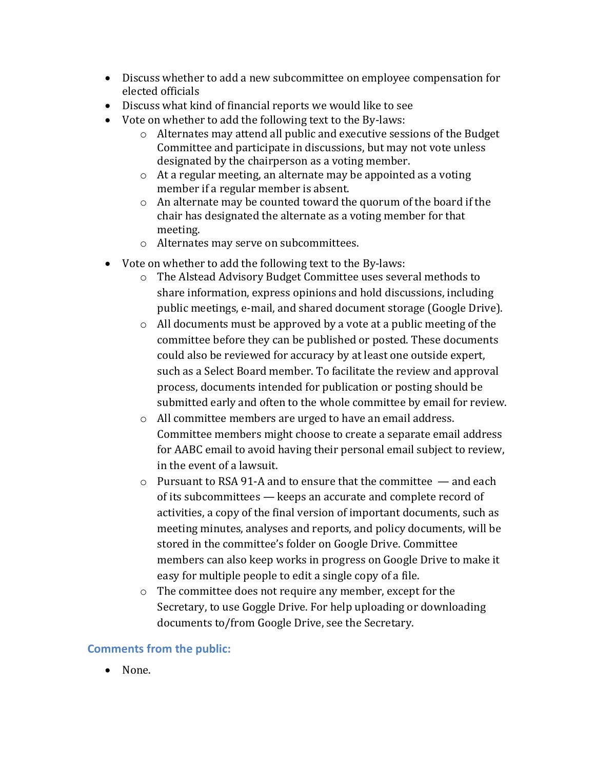- Discuss whether to add a new subcommittee on employee compensation for elected officials
- Discuss what kind of financial reports we would like to see
- Vote on whether to add the following text to the By-laws:
    - Alternates may attend all public and executive sessions of the Budget Committee and participate in discussions, but may not vote unless designated by the chairperson as a voting member.
    - At a regular meeting, an alternate may be appointed as a voting member if a regular member is absent.
    - An alternate may be counted toward the quorum of the board if the chair has designated the alternate as a voting member for that meeting.
    - Alternates may serve on subcommittees.
- Vote on whether to add the following text to the By-laws:
    - The Alstead Advisory Budget Committee uses several methods to share information, express opinions and hold discussions, including public meetings, e-mail, and shared document storage (Google Drive).
    - All documents must be approved by a vote at a public meeting of the committee before they can be published or posted. These documents could also be reviewed for accuracy by at least one outside expert, such as a Select Board member. To facilitate the review and approval process, documents intended for publication or posting should be submitted early and often to the whole committee by email for review.
    - All committee members are urged to have an email address. Committee members might choose to create a separate email address for AABC email to avoid having their personal email subject to review, in the event of a lawsuit.
    - Pursuant to RSA 91-A and to ensure that the committee — and each of its subcommittees — keeps an accurate and complete record of activities, a copy of the final version of important documents, such as meeting minutes, analyses and reports, and policy documents, will be stored in the committee's folder on Google Drive. Committee members can also keep works in progress on Google Drive to make it easy for multiple people to edit a single copy of a file.
    - The committee does not require any member, except for the Secretary, to use Goggle Drive. For help uploading or downloading documents to/from Google Drive, see the Secretary.

### Comments from the public:

- None.